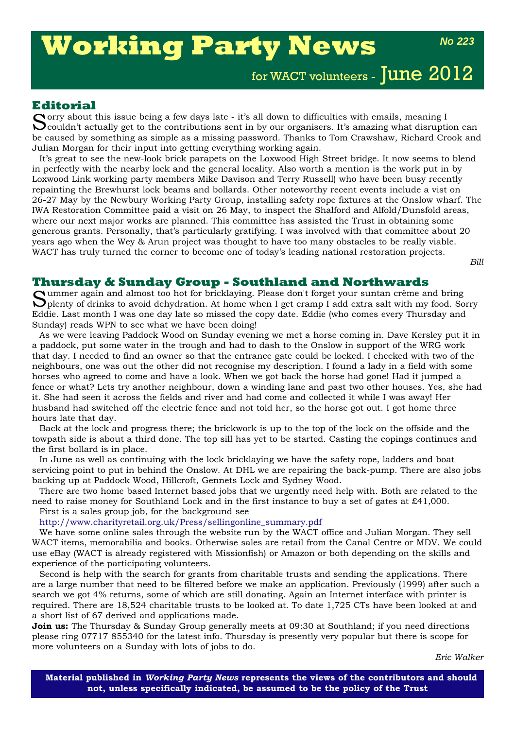# Working Party News

**No 223**

for WACT volunteers - June 2012

## Editorial

Sorry about this issue being a few days late - it's all down to difficulties with emails, meaning I couldn't actually get to the contributions sent in by our organisers. It's amazing what disruption can be caused by something as simple as a missing password. Thanks to Tom Crawshaw, Richard Crook and Julian Morgan for their input into getting everything working again.

It's great to see the new-look brick parapets on the Loxwood High Street bridge. It now seems to blend in perfectly with the nearby lock and the general locality. Also worth a mention is the work put in by Loxwood Link working party members Mike Davison and Terry Russell) who have been busy recently repainting the Brewhurst lock beams and bollards. Other noteworthy recent events include a vist on 26-27 May by the Newbury Working Party Group, installing safety rope fixtures at the Onslow wharf. The IWA Restoration Committee paid a visit on 26 May, to inspect the Shalford and Alfold/Dunsfold areas, where our next major works are planned. This committee has assisted the Trust in obtaining some generous grants. Personally, that's particularly gratifying. I was involved with that committee about 20 years ago when the Wey & Arun project was thought to have too many obstacles to be really viable. WACT has truly turned the corner to become one of today's leading national restoration projects.

*Bill*

## Thursday & Sunday Group - Southland and Northwards

Summer again and almost too hot for bricklaying. Please don't forget your suntan crème and bring plenty of drinks to avoid dehydration. At home when I get cramp I add extra salt with my food. Sorry Eddie. Last month I was one day late so missed the copy date. Eddie (who comes every Thursday and Sunday) reads WPN to see what we have been doing!

As we were leaving Paddock Wood on Sunday evening we met a horse coming in. Dave Kersley put it in a paddock, put some water in the trough and had to dash to the Onslow in support of the WRG work that day. I needed to find an owner so that the entrance gate could be locked. I checked with two of the neighbours, one was out the other did not recognise my description. I found a lady in a field with some horses who agreed to come and have a look. When we got back the horse had gone! Had it jumped a fence or what? Lets try another neighbour, down a winding lane and past two other houses. Yes, she had it. She had seen it across the fields and river and had come and collected it while I was away! Her husband had switched off the electric fence and not told her, so the horse got out. I got home three hours late that day.

Back at the lock and progress there; the brickwork is up to the top of the lock on the offside and the towpath side is about a third done. The top sill has yet to be started. Casting the copings continues and the first bollard is in place.

In June as well as continuing with the lock bricklaying we have the safety rope, ladders and boat servicing point to put in behind the Onslow. At DHL we are repairing the back-pump. There are also jobs backing up at Paddock Wood, Hillcroft, Gennets Lock and Sydney Wood.

There are two home based Internet based jobs that we urgently need help with. Both are related to the need to raise money for Southland Lock and in the first instance to buy a set of gates at £41,000.

First is a sales group job, for the background see

http://www.charityretail.org.uk/Press/sellingonline_summary.pdf

We have some online sales through the website run by the WACT office and Julian Morgan. They sell WACT items, memorabilia and books. Otherwise sales are retail from the Canal Centre or MDV. We could use eBay (WACT is already registered with Missionfish) or Amazon or both depending on the skills and experience of the participating volunteers.

Second is help with the search for grants from charitable trusts and sending the applications. There are a large number that need to be filtered before we make an application. Previously (1999) after such a search we got 4% returns, some of which are still donating. Again an Internet interface with printer is required. There are 18,524 charitable trusts to be looked at. To date 1,725 CTs have been looked at and a short list of 67 derived and applications made.

**Join us:** The Thursday & Sunday Group generally meets at 09:30 at Southland; if you need directions please ring 07717 855340 for the latest info. Thursday is presently very popular but there is scope for more volunteers on a Sunday with lots of jobs to do.

*Eric Walker*

**Material published in *Working Party News* represents the views of the contributors and should not, unless specifically indicated, be assumed to be the policy of the Trust**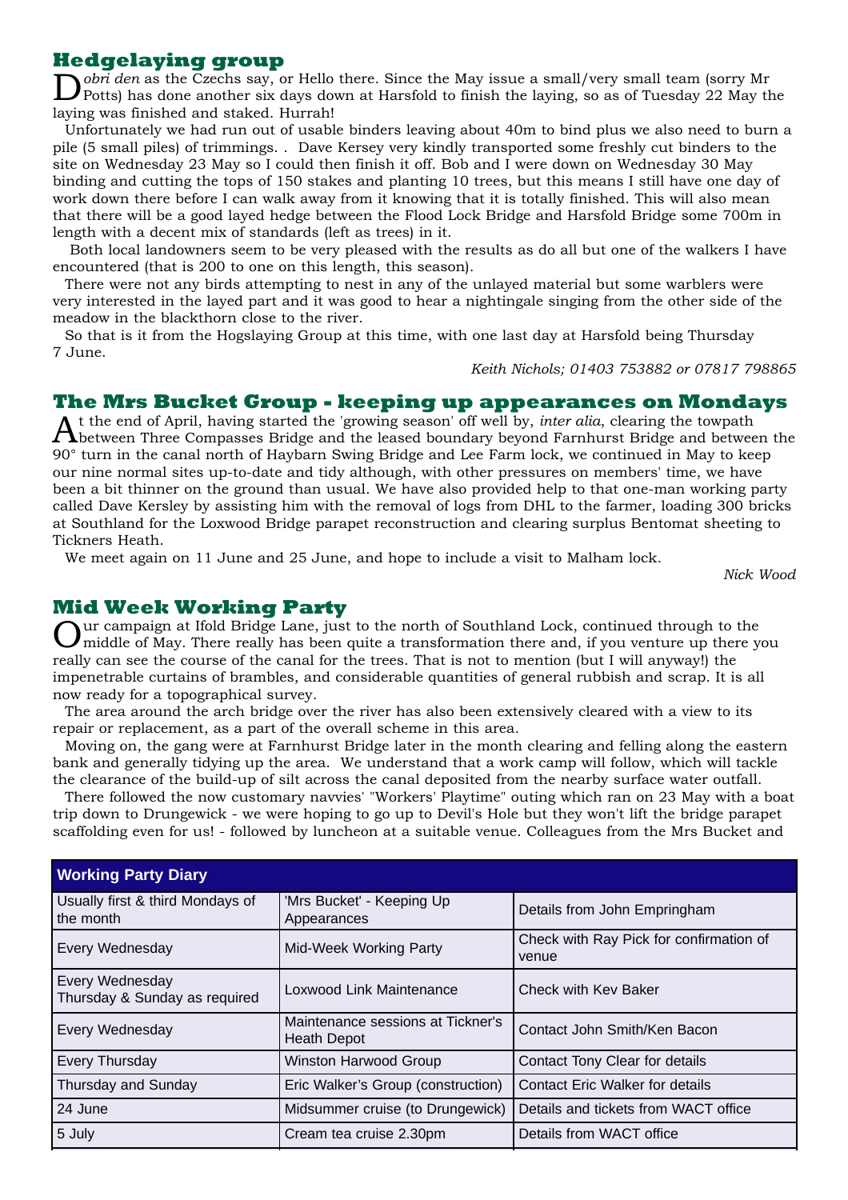## Hedgelaying group

*Dobri den* as the Czechs say, or Hello there. Since the May issue a small/very small team (sorry Mr Potts) has done another six days down at Harsfold to finish the laying, so as of Tuesday 22 May the laying was finished and staked. Hurrah!

Unfortunately we had run out of usable binders leaving about 40m to bind plus we also need to burn a pile (5 small piles) of trimmings. . Dave Kersey very kindly transported some freshly cut binders to the site on Wednesday 23 May so I could then finish it off. Bob and I were down on Wednesday 30 May binding and cutting the tops of 150 stakes and planting 10 trees, but this means I still have one day of work down there before I can walk away from it knowing that it is totally finished. This will also mean that there will be a good layed hedge between the Flood Lock Bridge and Harsfold Bridge some 700m in length with a decent mix of standards (left as trees) in it.

Both local landowners seem to be very pleased with the results as do all but one of the walkers I have encountered (that is 200 to one on this length, this season).

There were not any birds attempting to nest in any of the unlayed material but some warblers were very interested in the layed part and it was good to hear a nightingale singing from the other side of the meadow in the blackthorn close to the river.

So that is it from the Hogslaying Group at this time, with one last day at Harsfold being Thursday 7 June.

*Keith Nichols; 01403 753882 or 07817 798865*

## The Mrs Bucket Group - keeping up appearances on Mondays

At the end of April, having started the 'growing season' off well by, *inter alia*, clearing the towpath between Three Compasses Bridge and the leased boundary beyond Farnhurst Bridge and between the 90° turn in the canal north of Haybarn Swing Bridge and Lee Farm lock, we continued in May to keep our nine normal sites up-to-date and tidy although, with other pressures on members' time, we have been a bit thinner on the ground than usual. We have also provided help to that one-man working party called Dave Kersley by assisting him with the removal of logs from DHL to the farmer, loading 300 bricks at Southland for the Loxwood Bridge parapet reconstruction and clearing surplus Bentomat sheeting to Tickners Heath.

We meet again on 11 June and 25 June, and hope to include a visit to Malham lock.

*Nick Wood*

## Mid Week Working Party

Our campaign at Ifold Bridge Lane, just to the north of Southland Lock, continued through to the middle of May. There really has been quite a transformation there and, if you venture up there you really can see the course of the canal for the trees. That is not to mention (but I will anyway!) the impenetrable curtains of brambles, and considerable quantities of general rubbish and scrap. It is all now ready for a topographical survey.

The area around the arch bridge over the river has also been extensively cleared with a view to its repair or replacement, as a part of the overall scheme in this area.

Moving on, the gang were at Farnhurst Bridge later in the month clearing and felling along the eastern bank and generally tidying up the area. We understand that a work camp will follow, which will tackle the clearance of the build-up of silt across the canal deposited from the nearby surface water outfall.

There followed the now customary navvies' "Workers' Playtime" outing which ran on 23 May with a boat trip down to Drungewick - we were hoping to go up to Devil's Hole but they won't lift the bridge parapet scaffolding even for us! - followed by luncheon at a suitable venue. Colleagues from the Mrs Bucket and

| Working Party Diary | | |
|---|---|---|
| Usually first & third Mondays of the month | 'Mrs Bucket' - Keeping Up Appearances | Details from John Empringham |
| Every Wednesday | Mid-Week Working Party | Check with Ray Pick for confirmation of venue |
| Every Wednesday Thursday & Sunday as required | Loxwood Link Maintenance | Check with Kev Baker |
| Every Wednesday | Maintenance sessions at Tickner's Heath Depot | Contact John Smith/Ken Bacon |
| Every Thursday | Winston Harwood Group | Contact Tony Clear for details |
| Thursday and Sunday | Eric Walker's Group (construction) | Contact Eric Walker for details |
| 24 June | Midsummer cruise (to Drungewick) | Details and tickets from WACT office |
| 5 July | Cream tea cruise 2.30pm | Details from WACT office |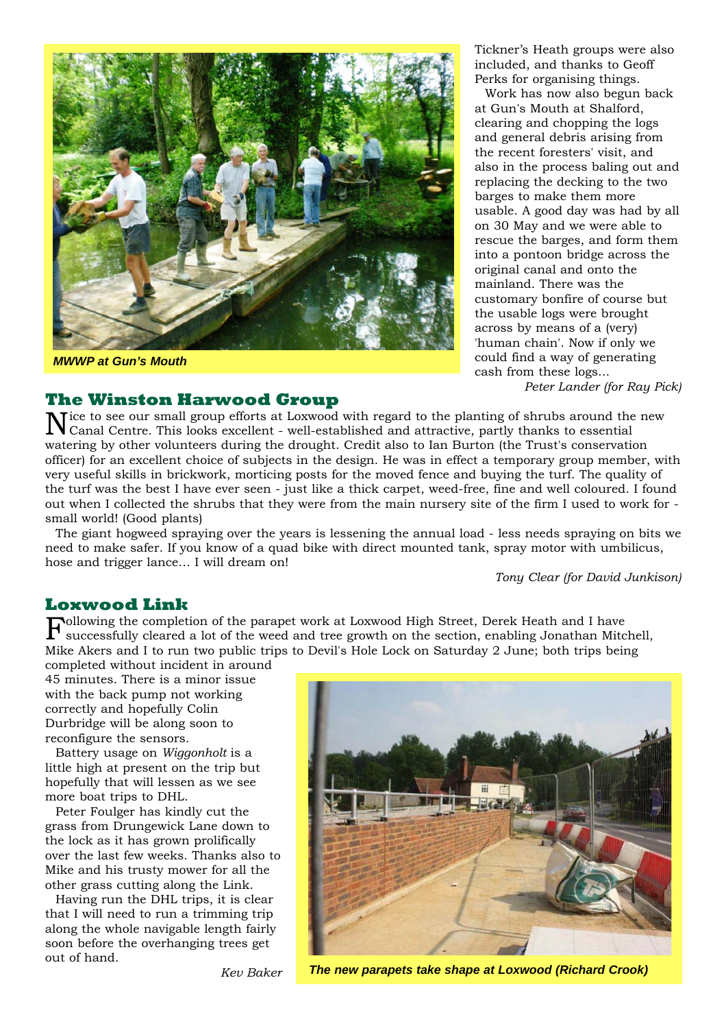*MWWP at Gun's Mouth*

Tickner's Heath groups were also included, and thanks to Geoff Perks for organising things.

Work has now also begun back at Gun's Mouth at Shalford, clearing and chopping the logs and general debris arising from the recent foresters' visit, and also in the process baling out and replacing the decking to the two barges to make them more usable. A good day was had by all on 30 May and we were able to rescue the barges, and form them into a pontoon bridge across the original canal and onto the mainland. There was the customary bonfire of course but the usable logs were brought across by means of a (very) 'human chain'. Now if only we could find a way of generating cash from these logs...

*Peter Lander (for Ray Pick)*

## The Winston Harwood Group

Nice to see our small group efforts at Loxwood with regard to the planting of shrubs around the new Canal Centre. This looks excellent - well-established and attractive, partly thanks to essential watering by other volunteers during the drought. Credit also to Ian Burton (the Trust's conservation officer) for an excellent choice of subjects in the design. He was in effect a temporary group member, with very useful skills in brickwork, morticing posts for the moved fence and buying the turf. The quality of the turf was the best I have ever seen - just like a thick carpet, weed-free, fine and well coloured. I found out when I collected the shrubs that they were from the main nursery site of the firm I used to work for - small world! (Good plants)

The giant hogweed spraying over the years is lessening the annual load - less needs spraying on bits we need to make safer. If you know of a quad bike with direct mounted tank, spray motor with umbilicus, hose and trigger lance... I will dream on!

*Tony Clear (for David Junkison)*

## Loxwood Link

Following the completion of the parapet work at Loxwood High Street, Derek Heath and I have successfully cleared a lot of the weed and tree growth on the section, enabling Jonathan Mitchell, Mike Akers and I to run two public trips to Devil's Hole Lock on Saturday 2 June; both trips being completed without incident in around 45 minutes. There is a minor issue with the back pump not working correctly and hopefully Colin Durbridge will be along soon to reconfigure the sensors.

Battery usage on *Wiggonholt* is a little high at present on the trip but hopefully that will lessen as we see more boat trips to DHL.

Peter Foulger has kindly cut the grass from Drungewick Lane down to the lock as it has grown prolifically over the last few weeks. Thanks also to Mike and his trusty mower for all the other grass cutting along the Link.

Having run the DHL trips, it is clear that I will need to run a trimming trip along the whole navigable length fairly soon before the overhanging trees get out of hand.

*Kev Baker*

*The new parapets take shape at Loxwood (Richard Crook)*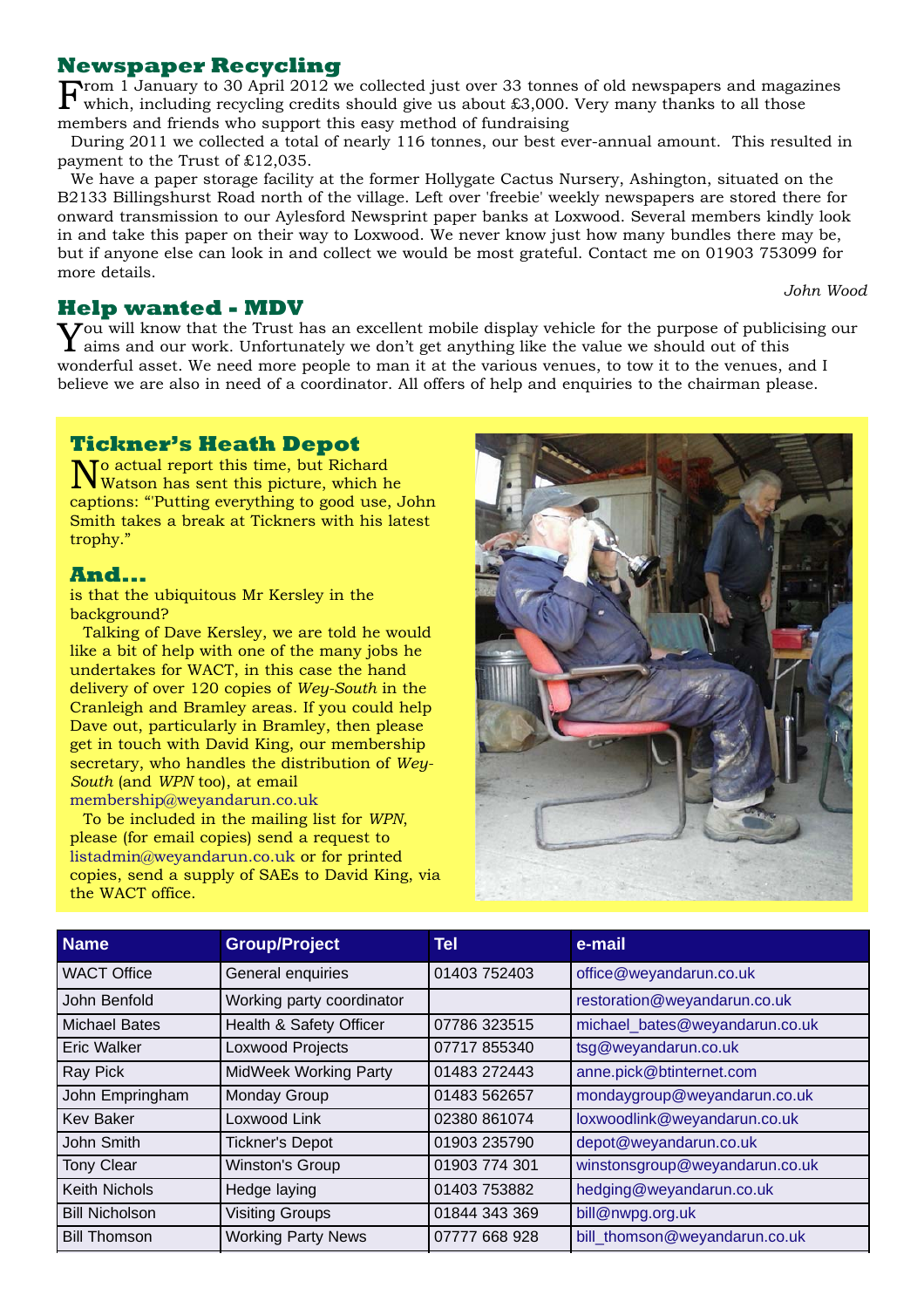## Newspaper Recycling

From 1 January to 30 April 2012 we collected just over 33 tonnes of old newspapers and magazines which, including recycling credits should give us about £3,000. Very many thanks to all those members and friends who support this easy method of fundraising

During 2011 we collected a total of nearly 116 tonnes, our best ever-annual amount. This resulted in payment to the Trust of £12,035.

We have a paper storage facility at the former Hollygate Cactus Nursery, Ashington, situated on the B2133 Billingshurst Road north of the village. Left over 'freebie' weekly newspapers are stored there for onward transmission to our Aylesford Newsprint paper banks at Loxwood. Several members kindly look in and take this paper on their way to Loxwood. We never know just how many bundles there may be, but if anyone else can look in and collect we would be most grateful. Contact me on 01903 753099 for more details.

*John Wood*

## Help wanted - MDV

You will know that the Trust has an excellent mobile display vehicle for the purpose of publicising our aims and our work. Unfortunately we don't get anything like the value we should out of this wonderful asset. We need more people to man it at the various venues, to tow it to the venues, and I believe we are also in need of a coordinator. All offers of help and enquiries to the chairman please.

## Tickner's Heath Depot

No actual report this time, but Richard Watson has sent this picture, which he captions: "Putting everything to good use, John Smith takes a break at Tickners with his latest trophy."

## And...

is that the ubiquitous Mr Kersley in the background?

Talking of Dave Kersley, we are told he would like a bit of help with one of the many jobs he undertakes for WACT, in this case the hand delivery of over 120 copies of *Wey-South* in the Cranleigh and Bramley areas. If you could help Dave out, particularly in Bramley, then please get in touch with David King, our membership secretary, who handles the distribution of *Wey-South* (and *WPN* too), at email membership@weyandarun.co.uk

To be included in the mailing list for *WPN*, please (for email copies) send a request to listadmin@weyandarun.co.uk or for printed copies, send a supply of SAEs to David King, via the WACT office.

| Name | Group/Project | Tel | e-mail |
|---|---|---|---|
| WACT Office | General enquiries | 01403 752403 | office@weyandarun.co.uk |
| John Benfold | Working party coordinator | | restoration@weyandarun.co.uk |
| Michael Bates | Health & Safety Officer | 07786 323515 | michael_bates@weyandarun.co.uk |
| Eric Walker | Loxwood Projects | 07717 855340 | tsg@weyandarun.co.uk |
| Ray Pick | MidWeek Working Party | 01483 272443 | anne.pick@btinternet.com |
| John Empringham | Monday Group | 01483 562657 | mondaygroup@weyandarun.co.uk |
| Kev Baker | Loxwood Link | 02380 861074 | loxwoodlink@weyandarun.co.uk |
| John Smith | Tickner's Depot | 01903 235790 | depot@weyandarun.co.uk |
| Tony Clear | Winston's Group | 01903 774 301 | winstonsgroup@weyandarun.co.uk |
| Keith Nichols | Hedge laying | 01403 753882 | hedging@weyandarun.co.uk |
| Bill Nicholson | Visiting Groups | 01844 343 369 | bill@nwpg.org.uk |
| Bill Thomson | Working Party News | 07777 668 928 | bill_thomson@weyandarun.co.uk |